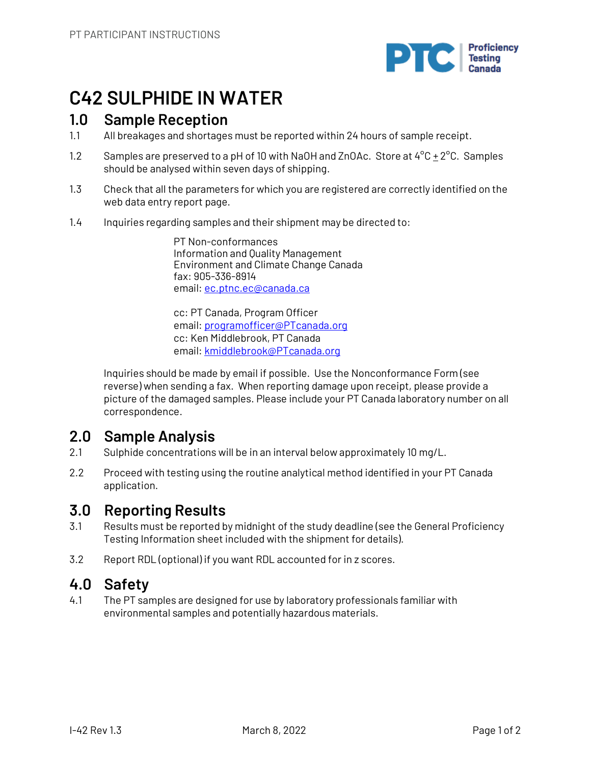# C42 SULPHIDE IN WATER

## 1.0 Sample Reception

1.1 All breakages and shortages must be reported within 24 hours of sample receipt.

1.2 Samples are preserved to a pH of 10 with NaOH and ZnOAc. Store at 4°C ± 2°C. Samples should be analysed within seven days of shipping.

1.3 Check that all the parameters for which you are registered are correctly identified on the web data entry report page.

1.4 Inquiries regarding samples and their shipment may be directed to:

PT Non-conformances
Information and Quality Management
Environment and Climate Change Canada
fax: 905-336-8914
email: ec.ptnc.ec@canada.ca

cc: PT Canada, Program Officer
email: programofficer@PTcanada.org
cc: Ken Middlebrook, PT Canada
email: kmiddlebrook@PTcanada.org

Inquiries should be made by email if possible. Use the Nonconformance Form (see reverse) when sending a fax. When reporting damage upon receipt, please provide a picture of the damaged samples. Please include your PT Canada laboratory number on all correspondence.

## 2.0 Sample Analysis

2.1 Sulphide concentrations will be in an interval below approximately 10 mg/L.

2.2 Proceed with testing using the routine analytical method identified in your PT Canada application.

## 3.0 Reporting Results

3.1 Results must be reported by midnight of the study deadline (see the General Proficiency Testing Information sheet included with the shipment for details).

3.2 Report RDL (optional) if you want RDL accounted for in z scores.

## 4.0 Safety

4.1 The PT samples are designed for use by laboratory professionals familiar with environmental samples and potentially hazardous materials.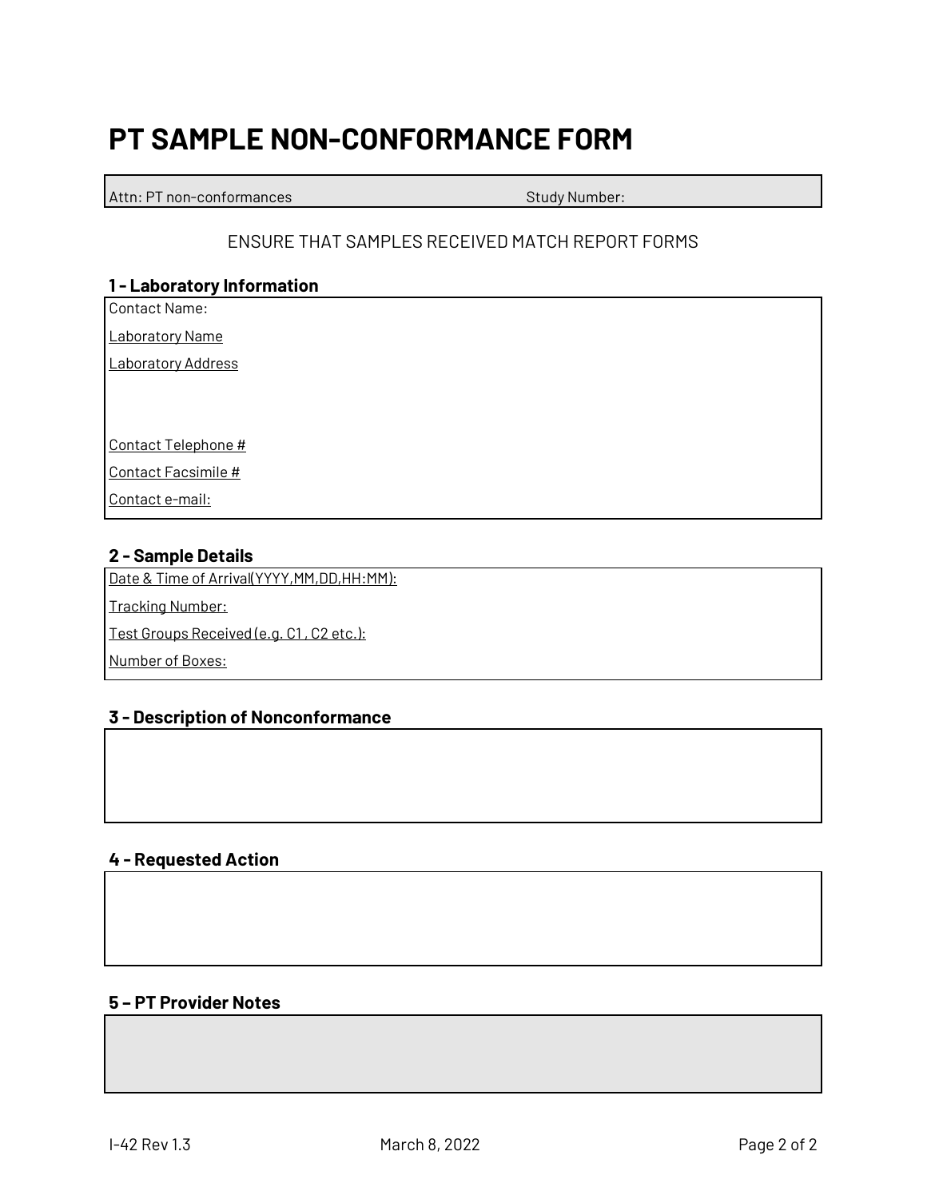# PT SAMPLE NON-CONFORMANCE FORM

Attn: PT non-conformances

Study Number:

ENSURE THAT SAMPLES RECEIVED MATCH REPORT FORMS

### 1 - Laboratory Information

Contact Name:

Laboratory Name

Laboratory Address

Contact Telephone #

Contact Facsimile #

Contact e-mail:

### 2 - Sample Details

Date & Time of Arrival(YYYY,MM,DD,HH:MM):

Tracking Number:

Test Groups Received (e.g. C1 , C2 etc.):

Number of Boxes:

### 3 - Description of Nonconformance

### 4 - Requested Action

### 5 – PT Provider Notes

I-42 Rev 1.3

March 8, 2022